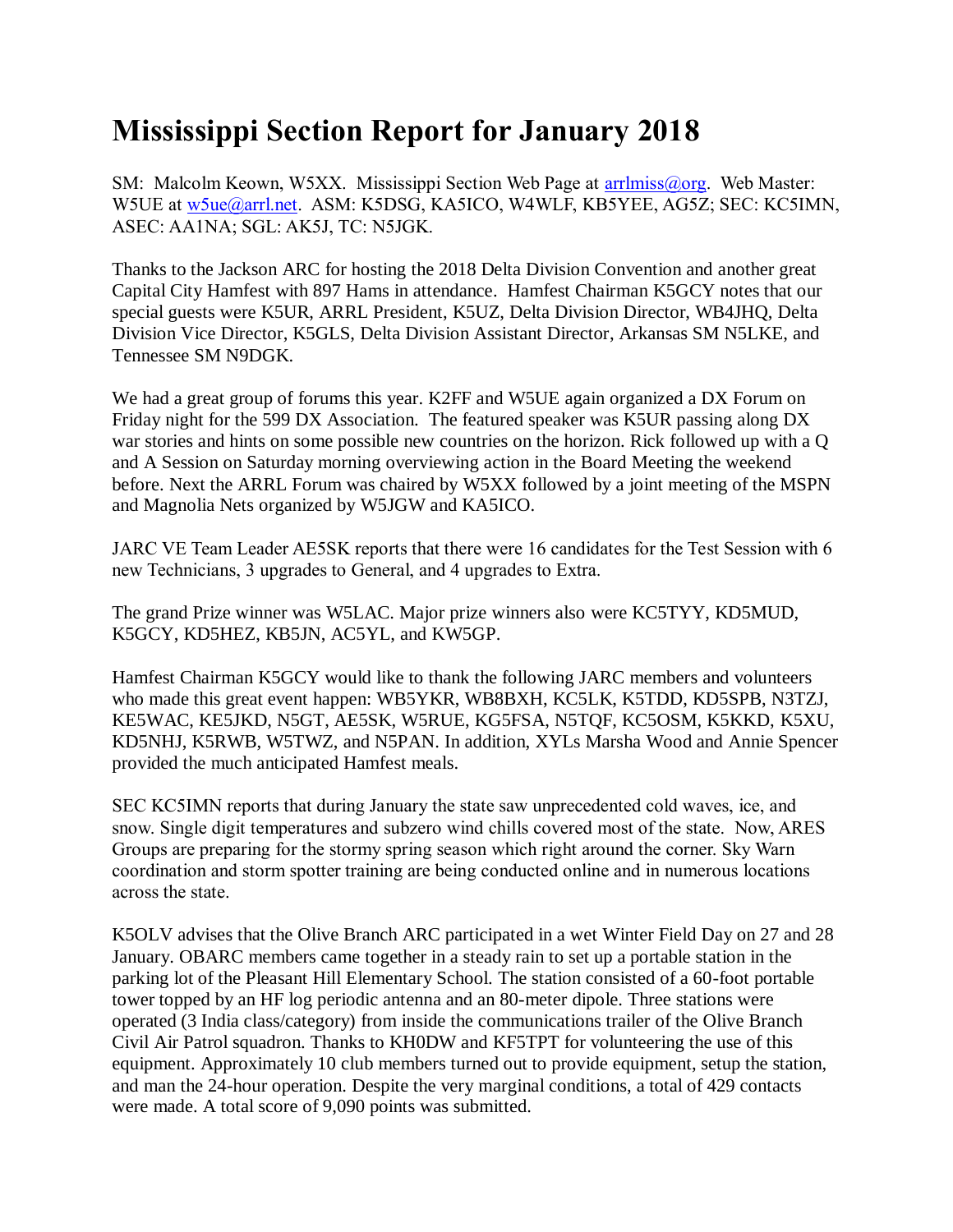# Mississippi Section Report for January 2018

SM: Malcolm Keown, W5XX. Mississippi Section Web Page at arrlmiss@org. Web Master: W5UE at w5ue@arrl.net. ASM: K5DSG, KA5ICO, W4WLF, KB5YEE, AG5Z; SEC: KC5IMN, ASEC: AA1NA; SGL: AK5J, TC: N5JGK.

Thanks to the Jackson ARC for hosting the 2018 Delta Division Convention and another great Capital City Hamfest with 897 Hams in attendance. Hamfest Chairman K5GCY notes that our special guests were K5UR, ARRL President, K5UZ, Delta Division Director, WB4JHQ, Delta Division Vice Director, K5GLS, Delta Division Assistant Director, Arkansas SM N5LKE, and Tennessee SM N9DGK.

We had a great group of forums this year. K2FF and W5UE again organized a DX Forum on Friday night for the 599 DX Association. The featured speaker was K5UR passing along DX war stories and hints on some possible new countries on the horizon. Rick followed up with a Q and A Session on Saturday morning overviewing action in the Board Meeting the weekend before. Next the ARRL Forum was chaired by W5XX followed by a joint meeting of the MSPN and Magnolia Nets organized by W5JGW and KA5ICO.

JARC VE Team Leader AE5SK reports that there were 16 candidates for the Test Session with 6 new Technicians, 3 upgrades to General, and 4 upgrades to Extra.

The grand Prize winner was W5LAC. Major prize winners also were KC5TYY, KD5MUD, K5GCY, KD5HEZ, KB5JN, AC5YL, and KW5GP.

Hamfest Chairman K5GCY would like to thank the following JARC members and volunteers who made this great event happen: WB5YKR, WB8BXH, KC5LK, K5TDD, KD5SPB, N3TZJ, KE5WAC, KE5JKD, N5GT, AE5SK, W5RUE, KG5FSA, N5TQF, KC5OSM, K5KKD, K5XU, KD5NHJ, K5RWB, W5TWZ, and N5PAN. In addition, XYLs Marsha Wood and Annie Spencer provided the much anticipated Hamfest meals.

SEC KC5IMN reports that during January the state saw unprecedented cold waves, ice, and snow. Single digit temperatures and subzero wind chills covered most of the state. Now, ARES Groups are preparing for the stormy spring season which right around the corner. Sky Warn coordination and storm spotter training are being conducted online and in numerous locations across the state.

K5OLV advises that the Olive Branch ARC participated in a wet Winter Field Day on 27 and 28 January. OBARC members came together in a steady rain to set up a portable station in the parking lot of the Pleasant Hill Elementary School. The station consisted of a 60-foot portable tower topped by an HF log periodic antenna and an 80-meter dipole. Three stations were operated (3 India class/category) from inside the communications trailer of the Olive Branch Civil Air Patrol squadron. Thanks to KH0DW and KF5TPT for volunteering the use of this equipment. Approximately 10 club members turned out to provide equipment, setup the station, and man the 24-hour operation. Despite the very marginal conditions, a total of 429 contacts were made. A total score of 9,090 points was submitted.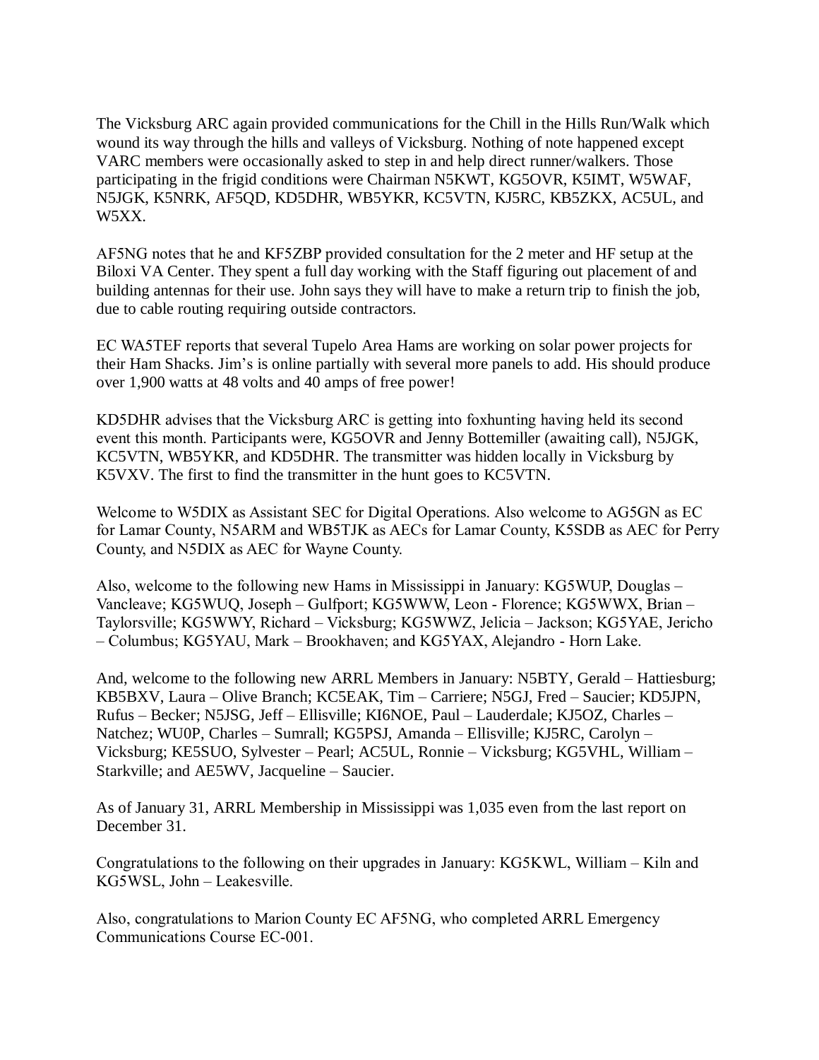The Vicksburg ARC again provided communications for the Chill in the Hills Run/Walk which wound its way through the hills and valleys of Vicksburg. Nothing of note happened except VARC members were occasionally asked to step in and help direct runner/walkers. Those participating in the frigid conditions were Chairman N5KWT, KG5OVR, K5IMT, W5WAF, N5JGK, K5NRK, AF5QD, KD5DHR, WB5YKR, KC5VTN, KJ5RC, KB5ZKX, AC5UL, and W5XX.

AF5NG notes that he and KF5ZBP provided consultation for the 2 meter and HF setup at the Biloxi VA Center. They spent a full day working with the Staff figuring out placement of and building antennas for their use. John says they will have to make a return trip to finish the job, due to cable routing requiring outside contractors.

EC WA5TEF reports that several Tupelo Area Hams are working on solar power projects for their Ham Shacks. Jim's is online partially with several more panels to add. His should produce over 1,900 watts at 48 volts and 40 amps of free power!

KD5DHR advises that the Vicksburg ARC is getting into foxhunting having held its second event this month. Participants were, KG5OVR and Jenny Bottemiller (awaiting call), N5JGK, KC5VTN, WB5YKR, and KD5DHR. The transmitter was hidden locally in Vicksburg by K5VXV. The first to find the transmitter in the hunt goes to KC5VTN.

Welcome to W5DIX as Assistant SEC for Digital Operations. Also welcome to AG5GN as EC for Lamar County, N5ARM and WB5TJK as AECs for Lamar County, K5SDB as AEC for Perry County, and N5DIX as AEC for Wayne County.

Also, welcome to the following new Hams in Mississippi in January: KG5WUP, Douglas – Vancleave; KG5WUQ, Joseph – Gulfport; KG5WWW, Leon - Florence; KG5WWX, Brian – Taylorsville; KG5WWY, Richard – Vicksburg; KG5WWZ, Jelicia – Jackson; KG5YAE, Jericho – Columbus; KG5YAU, Mark – Brookhaven; and KG5YAX, Alejandro - Horn Lake.

And, welcome to the following new ARRL Members in January: N5BTY, Gerald – Hattiesburg; KB5BXV, Laura – Olive Branch; KC5EAK, Tim – Carriere; N5GJ, Fred – Saucier; KD5JPN, Rufus – Becker; N5JSG, Jeff – Ellisville; KI6NOE, Paul – Lauderdale; KJ5OZ, Charles – Natchez; WU0P, Charles – Sumrall; KG5PSJ, Amanda – Ellisville; KJ5RC, Carolyn – Vicksburg; KE5SUO, Sylvester – Pearl; AC5UL, Ronnie – Vicksburg; KG5VHL, William – Starkville; and AE5WV, Jacqueline – Saucier.

As of January 31, ARRL Membership in Mississippi was 1,035 even from the last report on December 31.

Congratulations to the following on their upgrades in January: KG5KWL, William – Kiln and KG5WSL, John – Leakesville.

Also, congratulations to Marion County EC AF5NG, who completed ARRL Emergency Communications Course EC-001.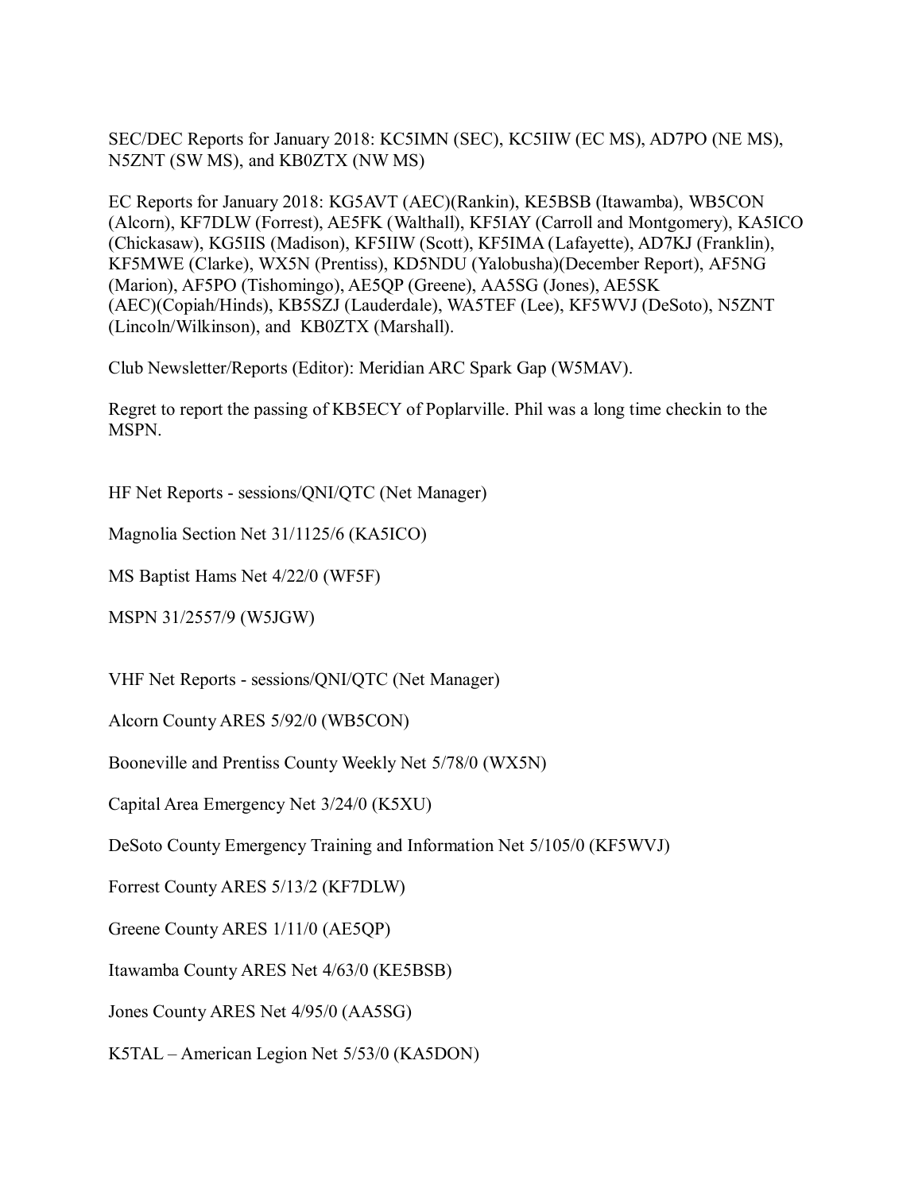SEC/DEC Reports for January 2018: KC5IMN (SEC), KC5IIW (EC MS), AD7PO (NE MS), N5ZNT (SW MS), and KB0ZTX (NW MS)

EC Reports for January 2018: KG5AVT (AEC)(Rankin), KE5BSB (Itawamba), WB5CON (Alcorn), KF7DLW (Forrest), AE5FK (Walthall), KF5IAY (Carroll and Montgomery), KA5ICO (Chickasaw), KG5IIS (Madison), KF5IIW (Scott), KF5IMA (Lafayette), AD7KJ (Franklin), KF5MWE (Clarke), WX5N (Prentiss), KD5NDU (Yalobusha)(December Report), AF5NG (Marion), AF5PO (Tishomingo), AE5QP (Greene), AA5SG (Jones), AE5SK (AEC)(Copiah/Hinds), KB5SZJ (Lauderdale), WA5TEF (Lee), KF5WVJ (DeSoto), N5ZNT (Lincoln/Wilkinson), and KB0ZTX (Marshall).

Club Newsletter/Reports (Editor): Meridian ARC Spark Gap (W5MAV).

Regret to report the passing of KB5ECY of Poplarville. Phil was a long time checkin to the MSPN.

HF Net Reports - sessions/QNI/QTC (Net Manager)

Magnolia Section Net 31/1125/6 (KA5ICO)

MS Baptist Hams Net 4/22/0 (WF5F)

MSPN 31/2557/9 (W5JGW)

VHF Net Reports - sessions/QNI/QTC (Net Manager)

Alcorn County ARES 5/92/0 (WB5CON)

Booneville and Prentiss County Weekly Net 5/78/0 (WX5N)

Capital Area Emergency Net 3/24/0 (K5XU)

DeSoto County Emergency Training and Information Net 5/105/0 (KF5WVJ)

Forrest County ARES 5/13/2 (KF7DLW)

Greene County ARES 1/11/0 (AE5QP)

Itawamba County ARES Net 4/63/0 (KE5BSB)

Jones County ARES Net 4/95/0 (AA5SG)

K5TAL – American Legion Net 5/53/0 (KA5DON)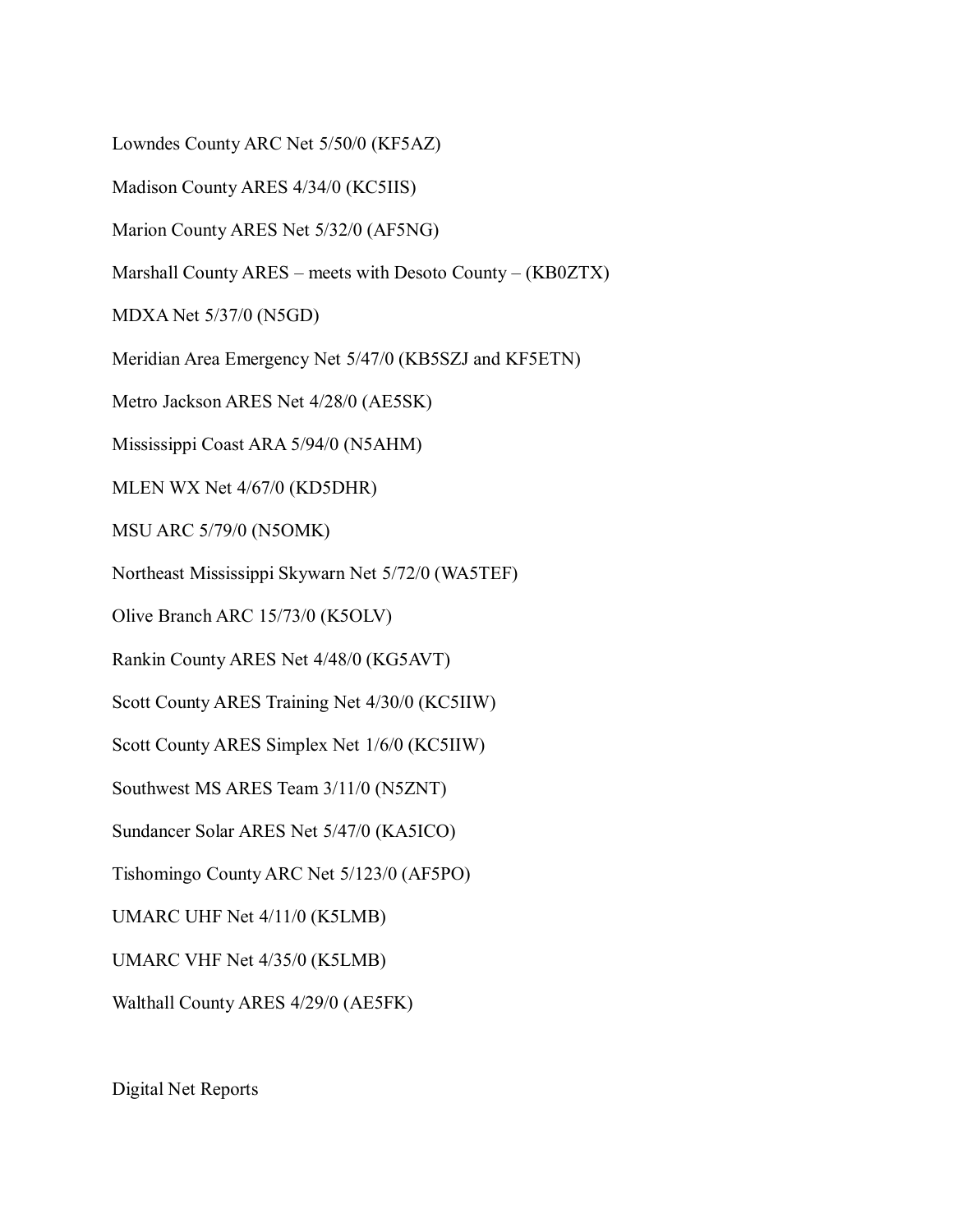Lowndes County ARC Net 5/50/0 (KF5AZ)

Madison County ARES 4/34/0 (KC5IIS)

Marion County ARES Net 5/32/0 (AF5NG)

Marshall County ARES – meets with Desoto County – (KB0ZTX)

MDXA Net 5/37/0 (N5GD)

Meridian Area Emergency Net 5/47/0 (KB5SZJ and KF5ETN)

Metro Jackson ARES Net 4/28/0 (AE5SK)

Mississippi Coast ARA 5/94/0 (N5AHM)

MLEN WX Net 4/67/0 (KD5DHR)

MSU ARC 5/79/0 (N5OMK)

Northeast Mississippi Skywarn Net 5/72/0 (WA5TEF)

Olive Branch ARC 15/73/0 (K5OLV)

Rankin County ARES Net 4/48/0 (KG5AVT)

Scott County ARES Training Net 4/30/0 (KC5IIW)

Scott County ARES Simplex Net 1/6/0 (KC5IIW)

Southwest MS ARES Team 3/11/0 (N5ZNT)

Sundancer Solar ARES Net 5/47/0 (KA5ICO)

Tishomingo County ARC Net 5/123/0 (AF5PO)

UMARC UHF Net 4/11/0 (K5LMB)

UMARC VHF Net 4/35/0 (K5LMB)

Walthall County ARES 4/29/0 (AE5FK)

Digital Net Reports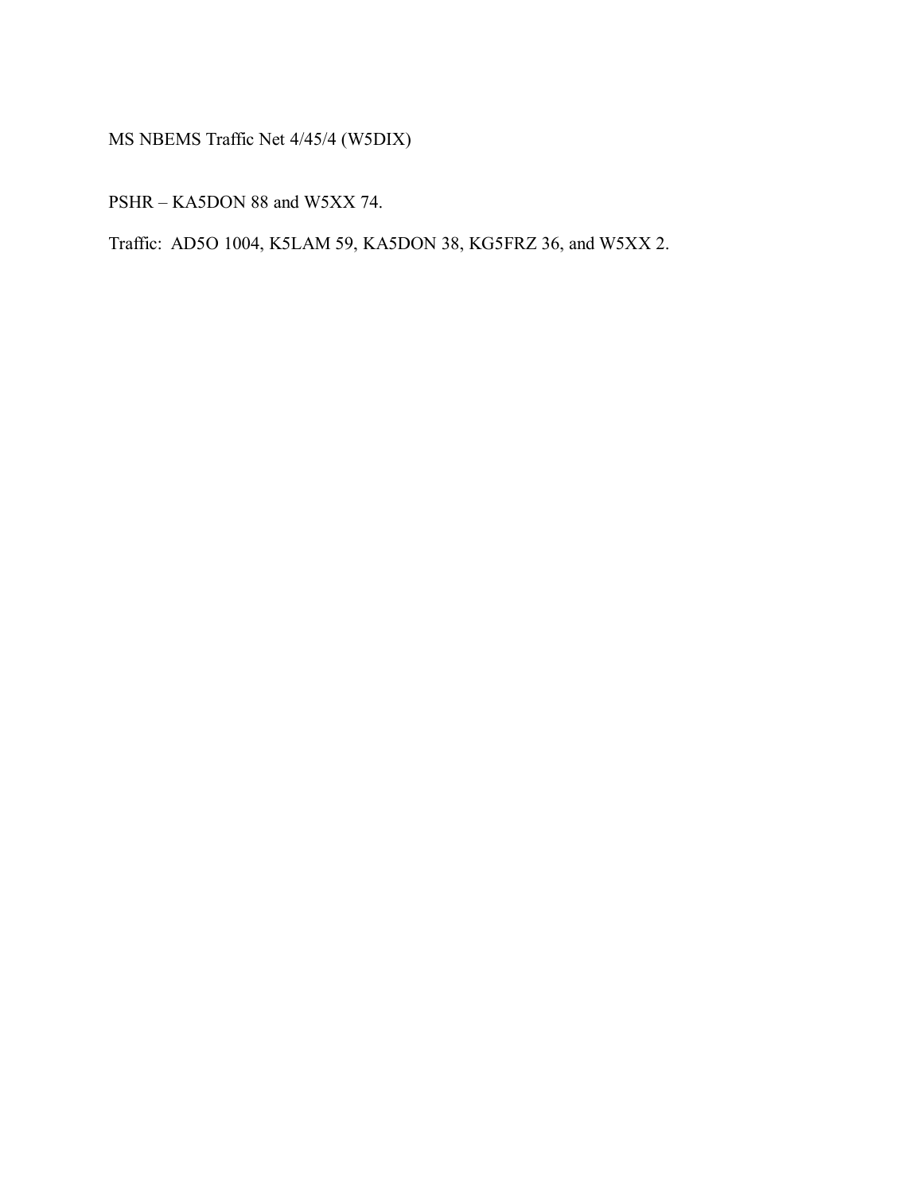MS NBEMS Traffic Net 4/45/4 (W5DIX)

PSHR – KA5DON 88 and W5XX 74.

Traffic:  AD5O 1004, K5LAM 59, KA5DON 38, KG5FRZ 36, and W5XX 2.